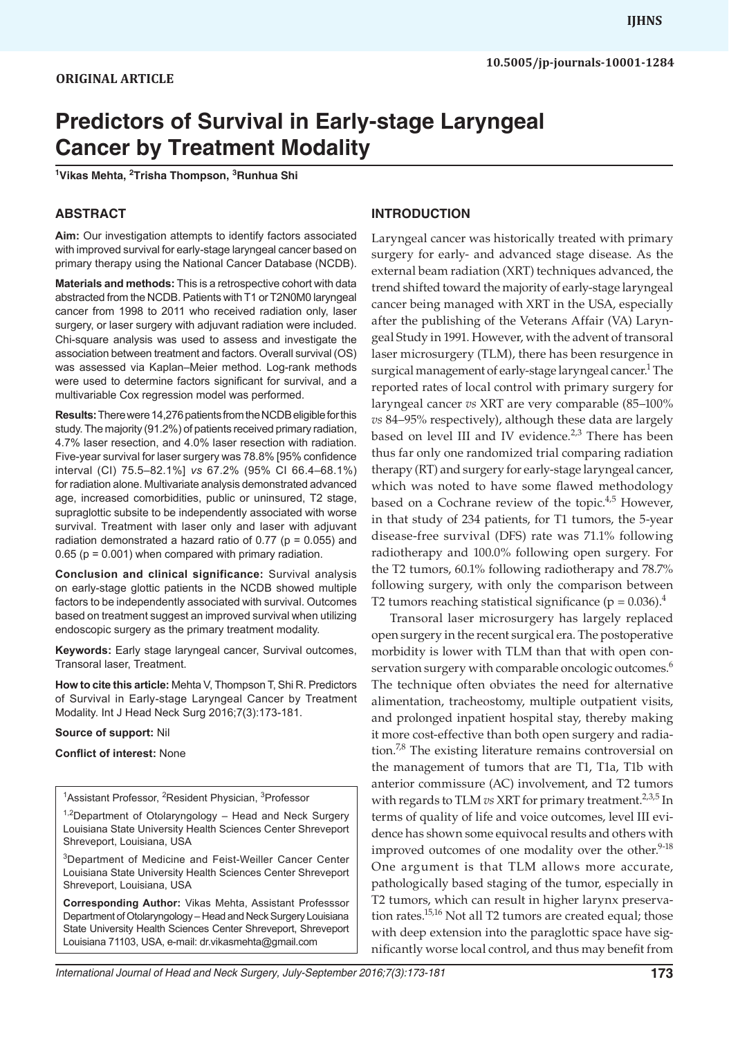ORIGINAL ARTICLE

10.5005/jp-journals-10001-1284

# Predictors of Survival in Early-stage Laryngeal Cancer by Treatment Modality

[1]Vikas Mehta, [2]Trisha Thompson, [3]Runhua Shi

## ABSTRACT

**Aim:** Our investigation attempts to identify factors associated with improved survival for early-stage laryngeal cancer based on primary therapy using the National Cancer Database (NCDB).

**Materials and methods:** This is a retrospective cohort with data abstracted from the NCDB. Patients with T1 or T2N0M0 laryngeal cancer from 1998 to 2011 who received radiation only, laser surgery, or laser surgery with adjuvant radiation were included. Chi-square analysis was used to assess and investigate the association between treatment and factors. Overall survival (OS) was assessed via Kaplan–Meier method. Log-rank methods were used to determine factors significant for survival, and a multivariable Cox regression model was performed.

**Results:** There were 14,276 patients from the NCDB eligible for this study. The majority (91.2%) of patients received primary radiation, 4.7% laser resection, and 4.0% laser resection with radiation. Five-year survival for laser surgery was 78.8% [95% confidence interval (CI) 75.5–82.1%] *vs* 67.2% (95% CI 66.4–68.1%) for radiation alone. Multivariate analysis demonstrated advanced age, increased comorbidities, public or uninsured, T2 stage, supraglottic subsite to be independently associated with worse survival. Treatment with laser only and laser with adjuvant radiation demonstrated a hazard ratio of 0.77 ($p = 0.055$) and 0.65 ($p = 0.001$) when compared with primary radiation.

**Conclusion and clinical significance:** Survival analysis on early-stage glottic patients in the NCDB showed multiple factors to be independently associated with survival. Outcomes based on treatment suggest an improved survival when utilizing endoscopic surgery as the primary treatment modality.

**Keywords:** Early stage laryngeal cancer, Survival outcomes, Transoral laser, Treatment.

**How to cite this article:** Mehta V, Thompson T, Shi R. Predictors of Survival in Early-stage Laryngeal Cancer by Treatment Modality. Int J Head Neck Surg 2016;7(3):173-181.

**Source of support:** Nil

**Conflict of interest:** None

[1]Assistant Professor, [2]Resident Physician, [3]Professor

[1,2]Department of Otolaryngology – Head and Neck Surgery Louisiana State University Health Sciences Center Shreveport Shreveport, Louisiana, USA

[3]Department of Medicine and Feist-Weiller Cancer Center Louisiana State University Health Sciences Center Shreveport Shreveport, Louisiana, USA

**Corresponding Author:** Vikas Mehta, Assistant Professsor Department of Otolaryngology – Head and Neck Surgery Louisiana State University Health Sciences Center Shreveport, Shreveport Louisiana 71103, USA, e-mail: dr.vikasmehta@gmail.com

## INTRODUCTION

Laryngeal cancer was historically treated with primary surgery for early- and advanced stage disease. As the external beam radiation (XRT) techniques advanced, the trend shifted toward the majority of early-stage laryngeal cancer being managed with XRT in the USA, especially after the publishing of the Veterans Affair (VA) Laryngeal Study in 1991. However, with the advent of transoral laser microsurgery (TLM), there has been resurgence in surgical management of early-stage laryngeal cancer.[1] The reported rates of local control with primary surgery for laryngeal cancer *vs* XRT are very comparable (85–100% *vs* 84–95% respectively), although these data are largely based on level III and IV evidence.[2,3] There has been thus far only one randomized trial comparing radiation therapy (RT) and surgery for early-stage laryngeal cancer, which was noted to have some flawed methodology based on a Cochrane review of the topic.[4,5] However, in that study of 234 patients, for T1 tumors, the 5-year disease-free survival (DFS) rate was 71.1% following radiotherapy and 100.0% following open surgery. For the T2 tumors, 60.1% following radiotherapy and 78.7% following surgery, with only the comparison between T2 tumors reaching statistical significance ($p = 0.036$).[4]

Transoral laser microsurgery has largely replaced open surgery in the recent surgical era. The postoperative morbidity is lower with TLM than that with open conservation surgery with comparable oncologic outcomes.[6] The technique often obviates the need for alternative alimentation, tracheostomy, multiple outpatient visits, and prolonged inpatient hospital stay, thereby making it more cost-effective than both open surgery and radiation.[7,8] The existing literature remains controversial on the management of tumors that are T1, T1a, T1b with anterior commissure (AC) involvement, and T2 tumors with regards to TLM *vs* XRT for primary treatment.[2,3,5] In terms of quality of life and voice outcomes, level III evidence has shown some equivocal results and others with improved outcomes of one modality over the other.[9-18] One argument is that TLM allows more accurate, pathologically based staging of the tumor, especially in T2 tumors, which can result in higher larynx preservation rates.[15,16] Not all T2 tumors are created equal; those with deep extension into the paraglottic space have significantly worse local control, and thus may benefit from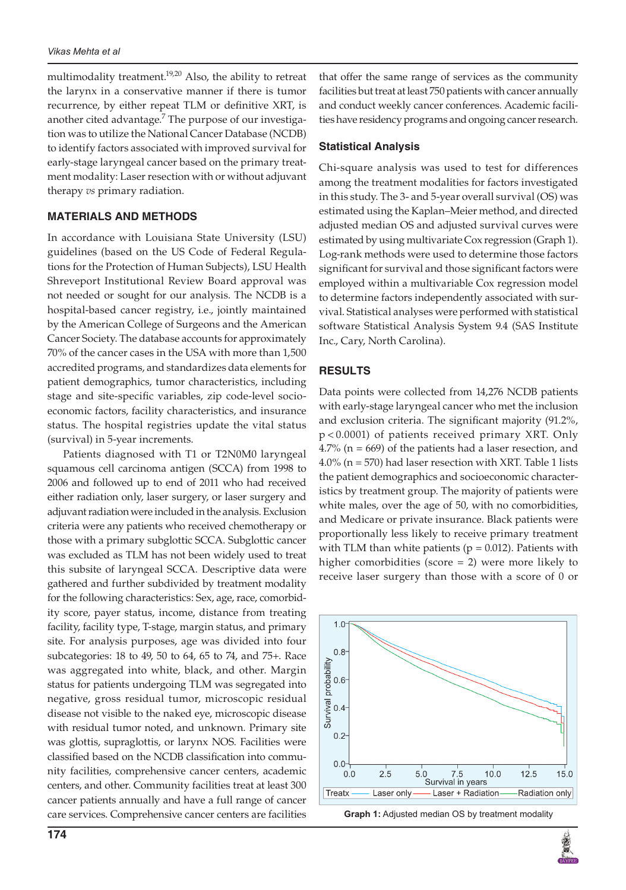multimodality treatment.[19,20] Also, the ability to retreat the larynx in a conservative manner if there is tumor recurrence, by either repeat TLM or definitive XRT, is another cited advantage.[7] The purpose of our investigation was to utilize the National Cancer Database (NCDB) to identify factors associated with improved survival for early-stage laryngeal cancer based on the primary treatment modality: Laser resection with or without adjuvant therapy *vs* primary radiation.

## MATERIALS AND METHODS

In accordance with Louisiana State University (LSU) guidelines (based on the US Code of Federal Regulations for the Protection of Human Subjects), LSU Health Shreveport Institutional Review Board approval was not needed or sought for our analysis. The NCDB is a hospital-based cancer registry, i.e., jointly maintained by the American College of Surgeons and the American Cancer Society. The database accounts for approximately 70% of the cancer cases in the USA with more than 1,500 accredited programs, and standardizes data elements for patient demographics, tumor characteristics, including stage and site-specific variables, zip code-level socioeconomic factors, facility characteristics, and insurance status. The hospital registries update the vital status (survival) in 5-year increments.

Patients diagnosed with T1 or T2N0M0 laryngeal squamous cell carcinoma antigen (SCCA) from 1998 to 2006 and followed up to end of 2011 who had received either radiation only, laser surgery, or laser surgery and adjuvant radiation were included in the analysis. Exclusion criteria were any patients who received chemotherapy or those with a primary subglottic SCCA. Subglottic cancer was excluded as TLM has not been widely used to treat this subsite of laryngeal SCCA. Descriptive data were gathered and further subdivided by treatment modality for the following characteristics: Sex, age, race, comorbidity score, payer status, income, distance from treating facility, facility type, T-stage, margin status, and primary site. For analysis purposes, age was divided into four subcategories: 18 to 49, 50 to 64, 65 to 74, and 75+. Race was aggregated into white, black, and other. Margin status for patients undergoing TLM was segregated into negative, gross residual tumor, microscopic residual disease not visible to the naked eye, microscopic disease with residual tumor noted, and unknown. Primary site was glottis, supraglottis, or larynx NOS. Facilities were classified based on the NCDB classification into community facilities, comprehensive cancer centers, academic centers, and other. Community facilities treat at least 300 cancer patients annually and have a full range of cancer care services. Comprehensive cancer centers are facilities that offer the same range of services as the community facilities but treat at least 750 patients with cancer annually and conduct weekly cancer conferences. Academic facilities have residency programs and ongoing cancer research.

### Statistical Analysis

Chi-square analysis was used to test for differences among the treatment modalities for factors investigated in this study. The 3- and 5-year overall survival (OS) was estimated using the Kaplan–Meier method, and directed adjusted median OS and adjusted survival curves were estimated by using multivariate Cox regression (Graph 1). Log-rank methods were used to determine those factors significant for survival and those significant factors were employed within a multivariable Cox regression model to determine factors independently associated with survival. Statistical analyses were performed with statistical software Statistical Analysis System 9.4 (SAS Institute Inc., Cary, North Carolina).

## RESULTS

Data points were collected from 14,276 NCDB patients with early-stage laryngeal cancer who met the inclusion and exclusion criteria. The significant majority (91.2%, $p < 0.0001$) of patients received primary XRT. Only 4.7% (n = 669) of the patients had a laser resection, and 4.0% (n = 570) had laser resection with XRT. Table 1 lists the patient demographics and socioeconomic characteristics by treatment group. The majority of patients were white males, over the age of 50, with no comorbidities, and Medicare or private insurance. Black patients were proportionally less likely to receive primary treatment with TLM than white patients ($p = 0.012$). Patients with higher comorbidities (score = 2) were more likely to receive laser surgery than those with a score of 0 or

**Graph 1:** Adjusted median OS by treatment modality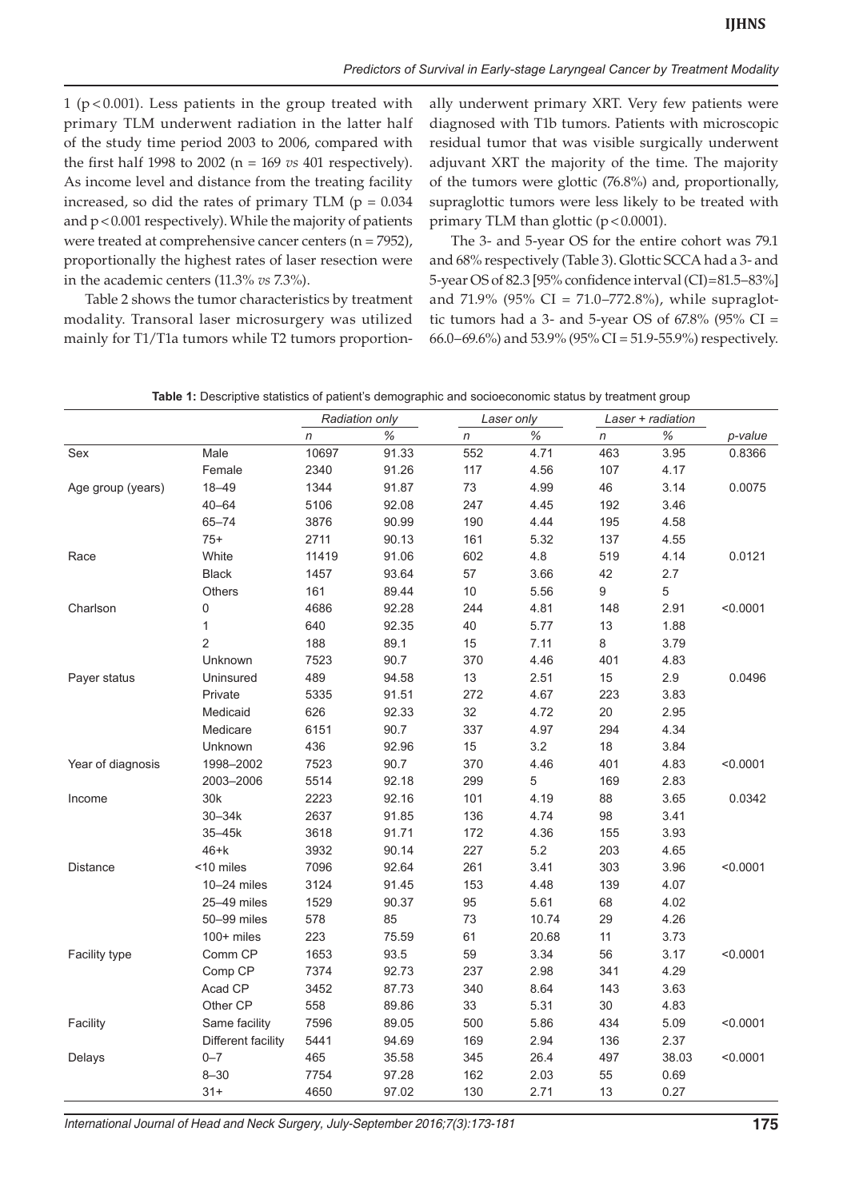1 ($p < 0.001$). Less patients in the group treated with primary TLM underwent radiation in the latter half of the study time period 2003 to 2006, compared with the first half 1998 to 2002 (n = 169 *vs* 401 respectively). As income level and distance from the treating facility increased, so did the rates of primary TLM ($p = 0.034$ and $p < 0.001$ respectively). While the majority of patients were treated at comprehensive cancer centers (n = 7952), proportionally the highest rates of laser resection were in the academic centers (11.3% *vs* 7.3%).

Table 2 shows the tumor characteristics by treatment modality. Transoral laser microsurgery was utilized mainly for T1/T1a tumors while T2 tumors proportionally underwent primary XRT. Very few patients were diagnosed with T1b tumors. Patients with microscopic residual tumor that was visible surgically underwent adjuvant XRT the majority of the time. The majority of the tumors were glottic (76.8%) and, proportionally, supraglottic tumors were less likely to be treated with primary TLM than glottic ($p < 0.0001$).

The 3- and 5-year OS for the entire cohort was 79.1 and 68% respectively (Table 3). Glottic SCCA had a 3- and 5-year OS of 82.3 [95% confidence interval (CI) = 81.5–83%] and 71.9% (95% CI = 71.0–772.8%), while supraglottic tumors had a 3- and 5-year OS of 67.8% (95% CI = 66.0–69.6%) and 53.9% (95% CI = 51.9-55.9%) respectively.

**Table 1:** Descriptive statistics of patient's demographic and socioeconomic status by treatment group

| | | *Radiation only* | | *Laser only* | | *Laser + radiation* | | |
|---|---|---|---|---|---|---|---|---|
| | | *n* | *%* | *n* | *%* | *n* | *%* | *p-value* |
| Sex | Male | 10697 | 91.33 | 552 | 4.71 | 463 | 3.95 | 0.8366 |
| | Female | 2340 | 91.26 | 117 | 4.56 | 107 | 4.17 | |
| Age group (years) | 18–49 | 1344 | 91.87 | 73 | 4.99 | 46 | 3.14 | 0.0075 |
| | 40–64 | 5106 | 92.08 | 247 | 4.45 | 192 | 3.46 | |
| | 65–74 | 3876 | 90.99 | 190 | 4.44 | 195 | 4.58 | |
| | 75+ | 2711 | 90.13 | 161 | 5.32 | 137 | 4.55 | |
| Race | White | 11419 | 91.06 | 602 | 4.8 | 519 | 4.14 | 0.0121 |
| | Black | 1457 | 93.64 | 57 | 3.66 | 42 | 2.7 | |
| | Others | 161 | 89.44 | 10 | 5.56 | 9 | 5 | |
| Charlson | 0 | 4686 | 92.28 | 244 | 4.81 | 148 | 2.91 | <0.0001 |
| | 1 | 640 | 92.35 | 40 | 5.77 | 13 | 1.88 | |
| | 2 | 188 | 89.1 | 15 | 7.11 | 8 | 3.79 | |
| | Unknown | 7523 | 90.7 | 370 | 4.46 | 401 | 4.83 | |
| Payer status | Uninsured | 489 | 94.58 | 13 | 2.51 | 15 | 2.9 | 0.0496 |
| | Private | 5335 | 91.51 | 272 | 4.67 | 223 | 3.83 | |
| | Medicaid | 626 | 92.33 | 32 | 4.72 | 20 | 2.95 | |
| | Medicare | 6151 | 90.7 | 337 | 4.97 | 294 | 4.34 | |
| | Unknown | 436 | 92.96 | 15 | 3.2 | 18 | 3.84 | |
| Year of diagnosis | 1998–2002 | 7523 | 90.7 | 370 | 4.46 | 401 | 4.83 | <0.0001 |
| | 2003–2006 | 5514 | 92.18 | 299 | 5 | 169 | 2.83 | |
| Income | 30k | 2223 | 92.16 | 101 | 4.19 | 88 | 3.65 | 0.0342 |
| | 30–34k | 2637 | 91.85 | 136 | 4.74 | 98 | 3.41 | |
| | 35–45k | 3618 | 91.71 | 172 | 4.36 | 155 | 3.93 | |
| | 46+k | 3932 | 90.14 | 227 | 5.2 | 203 | 4.65 | |
| Distance | <10 miles | 7096 | 92.64 | 261 | 3.41 | 303 | 3.96 | <0.0001 |
| | 10–24 miles | 3124 | 91.45 | 153 | 4.48 | 139 | 4.07 | |
| | 25–49 miles | 1529 | 90.37 | 95 | 5.61 | 68 | 4.02 | |
| | 50–99 miles | 578 | 85 | 73 | 10.74 | 29 | 4.26 | |
| | 100+ miles | 223 | 75.59 | 61 | 20.68 | 11 | 3.73 | |
| Facility type | Comm CP | 1653 | 93.5 | 59 | 3.34 | 56 | 3.17 | <0.0001 |
| | Comp CP | 7374 | 92.73 | 237 | 2.98 | 341 | 4.29 | |
| | Acad CP | 3452 | 87.73 | 340 | 8.64 | 143 | 3.63 | |
| | Other CP | 558 | 89.86 | 33 | 5.31 | 30 | 4.83 | |
| Facility | Same facility | 7596 | 89.05 | 500 | 5.86 | 434 | 5.09 | <0.0001 |
| | Different facility | 5441 | 94.69 | 169 | 2.94 | 136 | 2.37 | |
| Delays | 0–7 | 465 | 35.58 | 345 | 26.4 | 497 | 38.03 | <0.0001 |
| | 8–30 | 7754 | 97.28 | 162 | 2.03 | 55 | 0.69 | |
| | 31+ | 4650 | 97.02 | 130 | 2.71 | 13 | 0.27 | |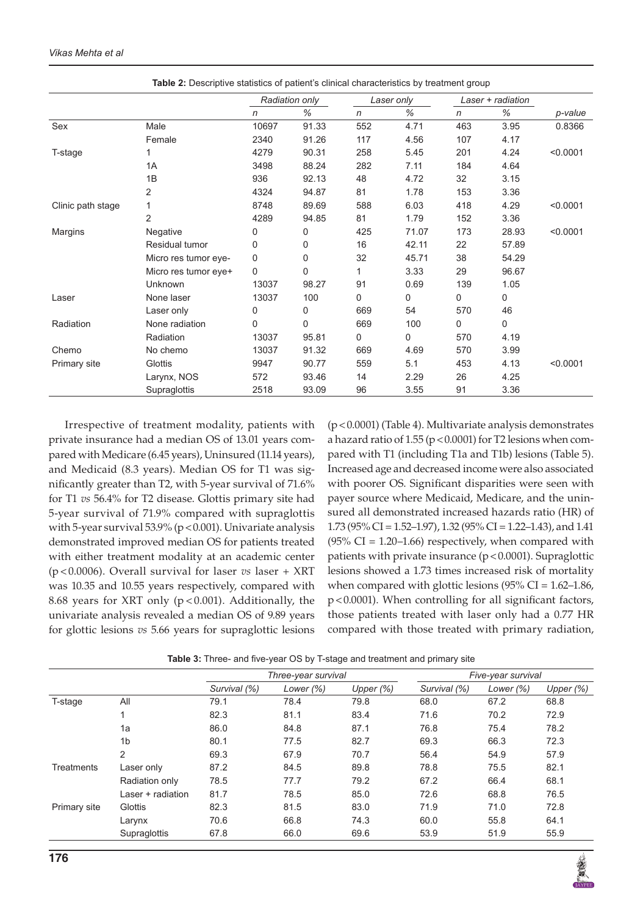**Table 2:** Descriptive statistics of patient's clinical characteristics by treatment group

| | | *Radiation only* | | *Laser only* | | *Laser + radiation* | | |
|---|---|---|---|---|---|---|---|---|
| | | *n* | *%* | *n* | *%* | *n* | *%* | *p-value* |
| Sex | Male | 10697 | 91.33 | 552 | 4.71 | 463 | 3.95 | 0.8366 |
| | Female | 2340 | 91.26 | 117 | 4.56 | 107 | 4.17 | |
| T-stage | 1 | 4279 | 90.31 | 258 | 5.45 | 201 | 4.24 | <0.0001 |
| | 1A | 3498 | 88.24 | 282 | 7.11 | 184 | 4.64 | |
| | 1B | 936 | 92.13 | 48 | 4.72 | 32 | 3.15 | |
| | 2 | 4324 | 94.87 | 81 | 1.78 | 153 | 3.36 | |
| Clinic path stage | 1 | 8748 | 89.69 | 588 | 6.03 | 418 | 4.29 | <0.0001 |
| | 2 | 4289 | 94.85 | 81 | 1.79 | 152 | 3.36 | |
| Margins | Negative | 0 | 0 | 425 | 71.07 | 173 | 28.93 | <0.0001 |
| | Residual tumor | 0 | 0 | 16 | 42.11 | 22 | 57.89 | |
| | Micro res tumor eye- | 0 | 0 | 32 | 45.71 | 38 | 54.29 | |
| | Micro res tumor eye+ | 0 | 0 | 1 | 3.33 | 29 | 96.67 | |
| | Unknown | 13037 | 98.27 | 91 | 0.69 | 139 | 1.05 | |
| Laser | None laser | 13037 | 100 | 0 | 0 | 0 | 0 | |
| | Laser only | 0 | 0 | 669 | 54 | 570 | 46 | |
| Radiation | None radiation | 0 | 0 | 669 | 100 | 0 | 0 | |
| | Radiation | 13037 | 95.81 | 0 | 0 | 570 | 4.19 | |
| Chemo | No chemo | 13037 | 91.32 | 669 | 4.69 | 570 | 3.99 | |
| Primary site | Glottis | 9947 | 90.77 | 559 | 5.1 | 453 | 4.13 | <0.0001 |
| | Larynx, NOS | 572 | 93.46 | 14 | 2.29 | 26 | 4.25 | |
| | Supraglottis | 2518 | 93.09 | 96 | 3.55 | 91 | 3.36 | |

Irrespective of treatment modality, patients with private insurance had a median OS of 13.01 years compared with Medicare (6.45 years), Uninsured (11.14 years), and Medicaid (8.3 years). Median OS for T1 was significantly greater than T2, with 5-year survival of 71.6% for T1 *vs* 56.4% for T2 disease. Glottis primary site had 5-year survival of 71.9% compared with supraglottis with 5-year survival 53.9% ($p < 0.001$). Univariate analysis demonstrated improved median OS for patients treated with either treatment modality at an academic center ($p < 0.0006$). Overall survival for laser *vs* laser + XRT was 10.35 and 10.55 years respectively, compared with 8.68 years for XRT only ($p < 0.001$). Additionally, the univariate analysis revealed a median OS of 9.89 years for glottic lesions *vs* 5.66 years for supraglottic lesions ($p < 0.0001$) (Table 4). Multivariate analysis demonstrates a hazard ratio of 1.55 ($p < 0.0001$) for T2 lesions when compared with T1 (including T1a and T1b) lesions (Table 5). Increased age and decreased income were also associated with poorer OS. Significant disparities were seen with payer source where Medicaid, Medicare, and the uninsured all demonstrated increased hazards ratio (HR) of 1.73 (95% CI = 1.52–1.97), 1.32 (95% CI = 1.22–1.43), and 1.41 (95% CI = 1.20–1.66) respectively, when compared with patients with private insurance ($p < 0.0001$). Supraglottic lesions showed a 1.73 times increased risk of mortality when compared with glottic lesions (95% CI = 1.62–1.86, $p < 0.0001$). When controlling for all significant factors, those patients treated with laser only had a 0.77 HR compared with those treated with primary radiation,

**Table 3:** Three- and five-year OS by T-stage and treatment and primary site

| | | *Three-year survival* | | | *Five-year survival* | | |
|---|---|---|---|---|---|---|---|
| | | *Survival (%)* | *Lower (%)* | *Upper (%)* | *Survival (%)* | *Lower (%)* | *Upper (%)* |
| T-stage | All | 79.1 | 78.4 | 79.8 | 68.0 | 67.2 | 68.8 |
| | 1 | 82.3 | 81.1 | 83.4 | 71.6 | 70.2 | 72.9 |
| | 1a | 86.0 | 84.8 | 87.1 | 76.8 | 75.4 | 78.2 |
| | 1b | 80.1 | 77.5 | 82.7 | 69.3 | 66.3 | 72.3 |
| | 2 | 69.3 | 67.9 | 70.7 | 56.4 | 54.9 | 57.9 |
| Treatments | Laser only | 87.2 | 84.5 | 89.8 | 78.8 | 75.5 | 82.1 |
| | Radiation only | 78.5 | 77.7 | 79.2 | 67.2 | 66.4 | 68.1 |
| | Laser + radiation | 81.7 | 78.5 | 85.0 | 72.6 | 68.8 | 76.5 |
| Primary site | Glottis | 82.3 | 81.5 | 83.0 | 71.9 | 71.0 | 72.8 |
| | Larynx | 70.6 | 66.8 | 74.3 | 60.0 | 55.8 | 64.1 |
| | Supraglottis | 67.8 | 66.0 | 69.6 | 53.9 | 51.9 | 55.9 |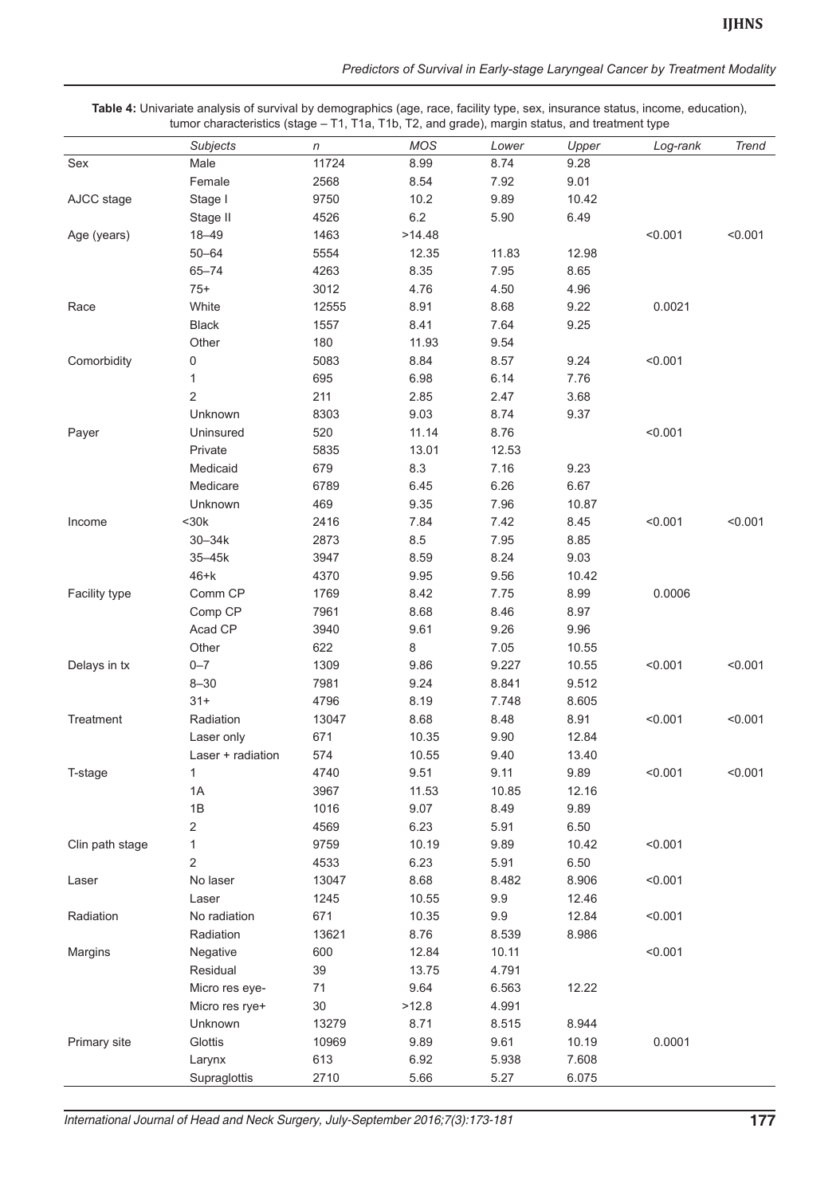**Table 4:** Univariate analysis of survival by demographics (age, race, facility type, sex, insurance status, income, education), tumor characteristics (stage – T1, T1a, T1b, T2, and grade), margin status, and treatment type

| | *Subjects* | *n* | *MOS* | *Lower* | *Upper* | *Log-rank* | *Trend* |
|---|---|---|---|---|---|---|---|
| Sex | Male | 11724 | 8.99 | 8.74 | 9.28 | | |
| | Female | 2568 | 8.54 | 7.92 | 9.01 | | |
| AJCC stage | Stage I | 9750 | 10.2 | 9.89 | 10.42 | | |
| | Stage II | 4526 | 6.2 | 5.90 | 6.49 | | |
| Age (years) | 18–49 | 1463 | >14.48 | | | <0.001 | <0.001 |
| | 50–64 | 5554 | 12.35 | 11.83 | 12.98 | | |
| | 65–74 | 4263 | 8.35 | 7.95 | 8.65 | | |
| | 75+ | 3012 | 4.76 | 4.50 | 4.96 | | |
| Race | White | 12555 | 8.91 | 8.68 | 9.22 | 0.0021 | |
| | Black | 1557 | 8.41 | 7.64 | 9.25 | | |
| | Other | 180 | 11.93 | 9.54 | | | |
| Comorbidity | 0 | 5083 | 8.84 | 8.57 | 9.24 | <0.001 | |
| | 1 | 695 | 6.98 | 6.14 | 7.76 | | |
| | 2 | 211 | 2.85 | 2.47 | 3.68 | | |
| | Unknown | 8303 | 9.03 | 8.74 | 9.37 | | |
| Payer | Uninsured | 520 | 11.14 | 8.76 | | <0.001 | |
| | Private | 5835 | 13.01 | 12.53 | | | |
| | Medicaid | 679 | 8.3 | 7.16 | 9.23 | | |
| | Medicare | 6789 | 6.45 | 6.26 | 6.67 | | |
| | Unknown | 469 | 9.35 | 7.96 | 10.87 | | |
| Income | <30k | 2416 | 7.84 | 7.42 | 8.45 | <0.001 | <0.001 |
| | 30–34k | 2873 | 8.5 | 7.95 | 8.85 | | |
| | 35–45k | 3947 | 8.59 | 8.24 | 9.03 | | |
| | 46+k | 4370 | 9.95 | 9.56 | 10.42 | | |
| Facility type | Comm CP | 1769 | 8.42 | 7.75 | 8.99 | 0.0006 | |
| | Comp CP | 7961 | 8.68 | 8.46 | 8.97 | | |
| | Acad CP | 3940 | 9.61 | 9.26 | 9.96 | | |
| | Other | 622 | 8 | 7.05 | 10.55 | | |
| Delays in tx | 0–7 | 1309 | 9.86 | 9.227 | 10.55 | <0.001 | <0.001 |
| | 8–30 | 7981 | 9.24 | 8.841 | 9.512 | | |
| | 31+ | 4796 | 8.19 | 7.748 | 8.605 | | |
| Treatment | Radiation | 13047 | 8.68 | 8.48 | 8.91 | <0.001 | <0.001 |
| | Laser only | 671 | 10.35 | 9.90 | 12.84 | | |
| | Laser + radiation | 574 | 10.55 | 9.40 | 13.40 | | |
| T-stage | 1 | 4740 | 9.51 | 9.11 | 9.89 | <0.001 | <0.001 |
| | 1A | 3967 | 11.53 | 10.85 | 12.16 | | |
| | 1B | 1016 | 9.07 | 8.49 | 9.89 | | |
| | 2 | 4569 | 6.23 | 5.91 | 6.50 | | |
| Clin path stage | 1 | 9759 | 10.19 | 9.89 | 10.42 | <0.001 | |
| | 2 | 4533 | 6.23 | 5.91 | 6.50 | | |
| Laser | No laser | 13047 | 8.68 | 8.482 | 8.906 | <0.001 | |
| | Laser | 1245 | 10.55 | 9.9 | 12.46 | | |
| Radiation | No radiation | 671 | 10.35 | 9.9 | 12.84 | <0.001 | |
| | Radiation | 13621 | 8.76 | 8.539 | 8.986 | | |
| Margins | Negative | 600 | 12.84 | 10.11 | | <0.001 | |
| | Residual | 39 | 13.75 | 4.791 | | | |
| | Micro res eye- | 71 | 9.64 | 6.563 | 12.22 | | |
| | Micro res rye+ | 30 | >12.8 | 4.991 | | | |
| | Unknown | 13279 | 8.71 | 8.515 | 8.944 | | |
| Primary site | Glottis | 10969 | 9.89 | 9.61 | 10.19 | 0.0001 | |
| | Larynx | 613 | 6.92 | 5.938 | 7.608 | | |
| | Supraglottis | 2710 | 5.66 | 5.27 | 6.075 | | |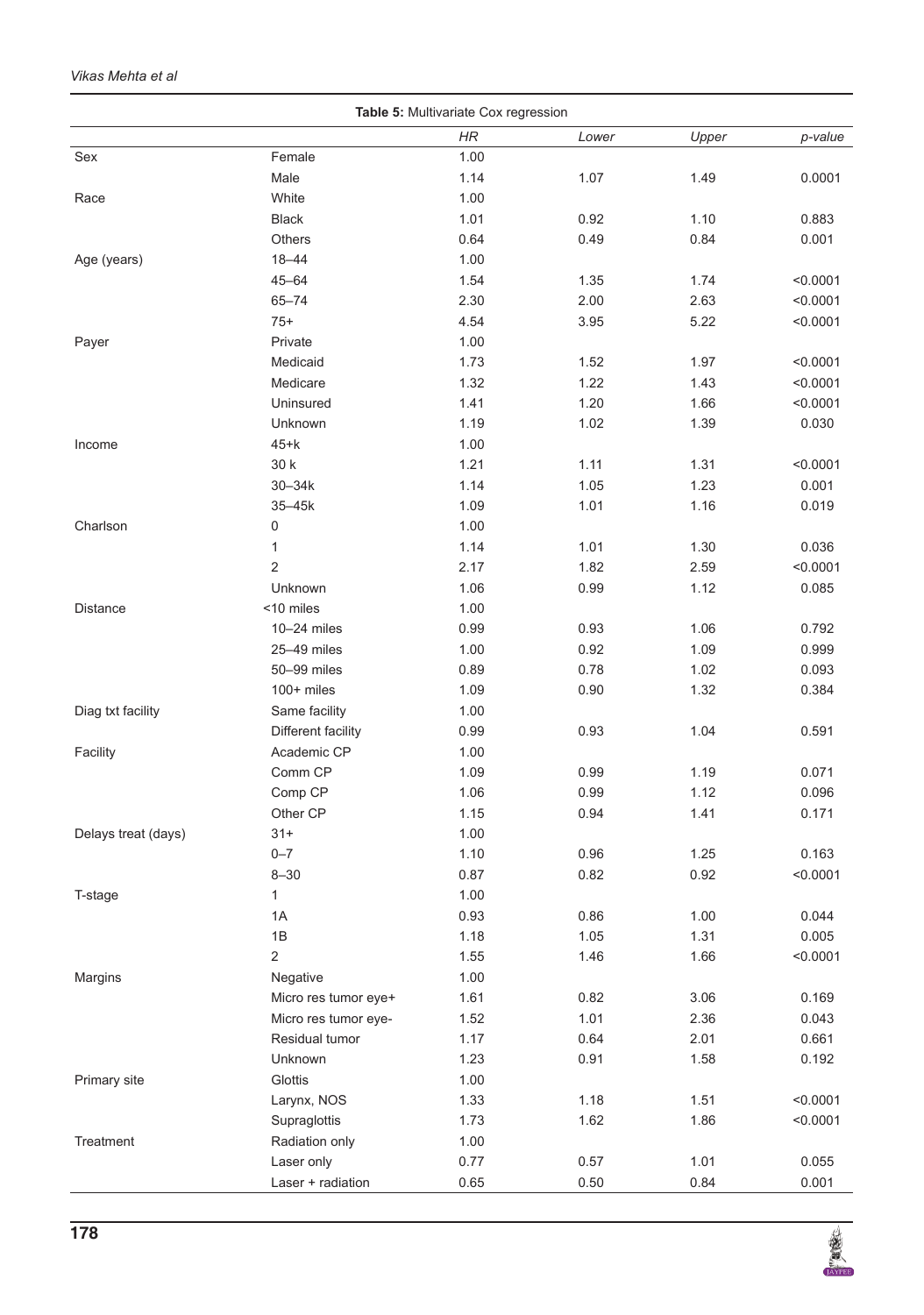**Table 5:** Multivariate Cox regression

| | | HR | Lower | Upper | p-value |
|---|---|---|---|---|---|
| Sex | Female | 1.00 | | | |
| | Male | 1.14 | 1.07 | 1.49 | 0.0001 |
| Race | White | 1.00 | | | |
| | Black | 1.01 | 0.92 | 1.10 | 0.883 |
| | Others | 0.64 | 0.49 | 0.84 | 0.001 |
| Age (years) | 18–44 | 1.00 | | | |
| | 45–64 | 1.54 | 1.35 | 1.74 | <0.0001 |
| | 65–74 | 2.30 | 2.00 | 2.63 | <0.0001 |
| | 75+ | 4.54 | 3.95 | 5.22 | <0.0001 |
| Payer | Private | 1.00 | | | |
| | Medicaid | 1.73 | 1.52 | 1.97 | <0.0001 |
| | Medicare | 1.32 | 1.22 | 1.43 | <0.0001 |
| | Uninsured | 1.41 | 1.20 | 1.66 | <0.0001 |
| | Unknown | 1.19 | 1.02 | 1.39 | 0.030 |
| Income | 45+k | 1.00 | | | |
| | 30 k | 1.21 | 1.11 | 1.31 | <0.0001 |
| | 30–34k | 1.14 | 1.05 | 1.23 | 0.001 |
| | 35–45k | 1.09 | 1.01 | 1.16 | 0.019 |
| Charlson | 0 | 1.00 | | | |
| | 1 | 1.14 | 1.01 | 1.30 | 0.036 |
| | 2 | 2.17 | 1.82 | 2.59 | <0.0001 |
| | Unknown | 1.06 | 0.99 | 1.12 | 0.085 |
| Distance | <10 miles | 1.00 | | | |
| | 10–24 miles | 0.99 | 0.93 | 1.06 | 0.792 |
| | 25–49 miles | 1.00 | 0.92 | 1.09 | 0.999 |
| | 50–99 miles | 0.89 | 0.78 | 1.02 | 0.093 |
| | 100+ miles | 1.09 | 0.90 | 1.32 | 0.384 |
| Diag txt facility | Same facility | 1.00 | | | |
| | Different facility | 0.99 | 0.93 | 1.04 | 0.591 |
| Facility | Academic CP | 1.00 | | | |
| | Comm CP | 1.09 | 0.99 | 1.19 | 0.071 |
| | Comp CP | 1.06 | 0.99 | 1.12 | 0.096 |
| | Other CP | 1.15 | 0.94 | 1.41 | 0.171 |
| Delays treat (days) | 31+ | 1.00 | | | |
| | 0–7 | 1.10 | 0.96 | 1.25 | 0.163 |
| | 8–30 | 0.87 | 0.82 | 0.92 | <0.0001 |
| T-stage | 1 | 1.00 | | | |
| | 1A | 0.93 | 0.86 | 1.00 | 0.044 |
| | 1B | 1.18 | 1.05 | 1.31 | 0.005 |
| | 2 | 1.55 | 1.46 | 1.66 | <0.0001 |
| Margins | Negative | 1.00 | | | |
| | Micro res tumor eye+ | 1.61 | 0.82 | 3.06 | 0.169 |
| | Micro res tumor eye- | 1.52 | 1.01 | 2.36 | 0.043 |
| | Residual tumor | 1.17 | 0.64 | 2.01 | 0.661 |
| | Unknown | 1.23 | 0.91 | 1.58 | 0.192 |
| Primary site | Glottis | 1.00 | | | |
| | Larynx, NOS | 1.33 | 1.18 | 1.51 | <0.0001 |
| | Supraglottis | 1.73 | 1.62 | 1.86 | <0.0001 |
| Treatment | Radiation only | 1.00 | | | |
| | Laser only | 0.77 | 0.57 | 1.01 | 0.055 |
| | Laser + radiation | 0.65 | 0.50 | 0.84 | 0.001 |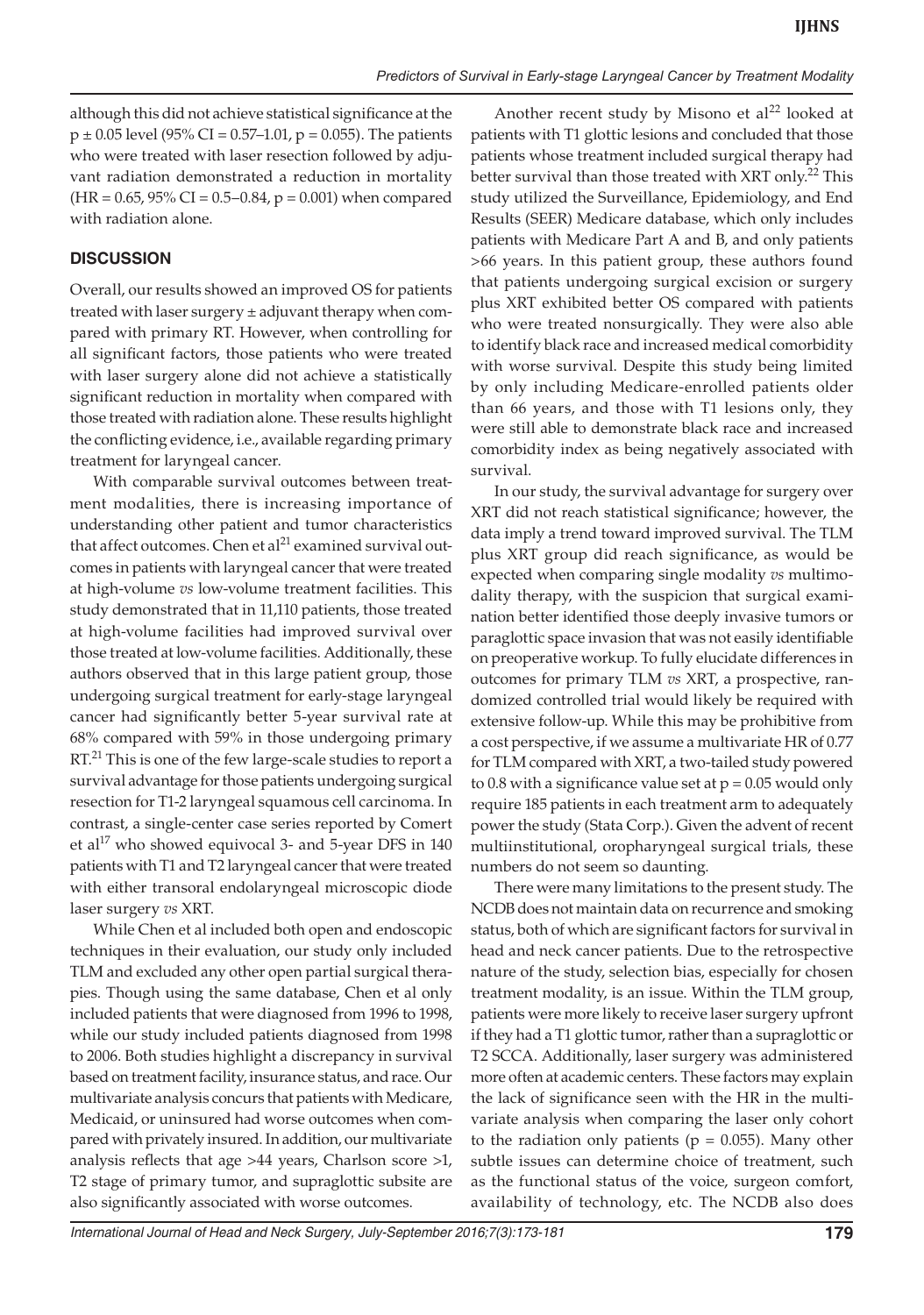although this did not achieve statistical significance at the $p \pm 0.05$ level (95% CI = 0.57–1.01, p = 0.055). The patients who were treated with laser resection followed by adjuvant radiation demonstrated a reduction in mortality (HR = 0.65, 95% CI = 0.5–0.84, p = 0.001) when compared with radiation alone.

## DISCUSSION

Overall, our results showed an improved OS for patients treated with laser surgery ± adjuvant therapy when compared with primary RT. However, when controlling for all significant factors, those patients who were treated with laser surgery alone did not achieve a statistically significant reduction in mortality when compared with those treated with radiation alone. These results highlight the conflicting evidence, i.e., available regarding primary treatment for laryngeal cancer.

With comparable survival outcomes between treatment modalities, there is increasing importance of understanding other patient and tumor characteristics that affect outcomes. Chen et al[21] examined survival outcomes in patients with laryngeal cancer that were treated at high-volume *vs* low-volume treatment facilities. This study demonstrated that in 11,110 patients, those treated at high-volume facilities had improved survival over those treated at low-volume facilities. Additionally, these authors observed that in this large patient group, those undergoing surgical treatment for early-stage laryngeal cancer had significantly better 5-year survival rate at 68% compared with 59% in those undergoing primary RT.[21] This is one of the few large-scale studies to report a survival advantage for those patients undergoing surgical resection for T1-2 laryngeal squamous cell carcinoma. In contrast, a single-center case series reported by Comert et al[17] who showed equivocal 3- and 5-year DFS in 140 patients with T1 and T2 laryngeal cancer that were treated with either transoral endolaryngeal microscopic diode laser surgery *vs* XRT.

While Chen et al included both open and endoscopic techniques in their evaluation, our study only included TLM and excluded any other open partial surgical therapies. Though using the same database, Chen et al only included patients that were diagnosed from 1996 to 1998, while our study included patients diagnosed from 1998 to 2006. Both studies highlight a discrepancy in survival based on treatment facility, insurance status, and race. Our multivariate analysis concurs that patients with Medicare, Medicaid, or uninsured had worse outcomes when compared with privately insured. In addition, our multivariate analysis reflects that age >44 years, Charlson score >1, T2 stage of primary tumor, and supraglottic subsite are also significantly associated with worse outcomes.

Another recent study by Misono et al[22] looked at patients with T1 glottic lesions and concluded that those patients whose treatment included surgical therapy had better survival than those treated with XRT only.[22] This study utilized the Surveillance, Epidemiology, and End Results (SEER) Medicare database, which only includes patients with Medicare Part A and B, and only patients >66 years. In this patient group, these authors found that patients undergoing surgical excision or surgery plus XRT exhibited better OS compared with patients who were treated nonsurgically. They were also able to identify black race and increased medical comorbidity with worse survival. Despite this study being limited by only including Medicare-enrolled patients older than 66 years, and those with T1 lesions only, they were still able to demonstrate black race and increased comorbidity index as being negatively associated with survival.

In our study, the survival advantage for surgery over XRT did not reach statistical significance; however, the data imply a trend toward improved survival. The TLM plus XRT group did reach significance, as would be expected when comparing single modality *vs* multimodality therapy, with the suspicion that surgical examination better identified those deeply invasive tumors or paraglottic space invasion that was not easily identifiable on preoperative workup. To fully elucidate differences in outcomes for primary TLM *vs* XRT, a prospective, randomized controlled trial would likely be required with extensive follow-up. While this may be prohibitive from a cost perspective, if we assume a multivariate HR of 0.77 for TLM compared with XRT, a two-tailed study powered to 0.8 with a significance value set at p = 0.05 would only require 185 patients in each treatment arm to adequately power the study (Stata Corp.). Given the advent of recent multiinstitutional, oropharyngeal surgical trials, these numbers do not seem so daunting.

There were many limitations to the present study. The NCDB does not maintain data on recurrence and smoking status, both of which are significant factors for survival in head and neck cancer patients. Due to the retrospective nature of the study, selection bias, especially for chosen treatment modality, is an issue. Within the TLM group, patients were more likely to receive laser surgery upfront if they had a T1 glottic tumor, rather than a supraglottic or T2 SCCA. Additionally, laser surgery was administered more often at academic centers. These factors may explain the lack of significance seen with the HR in the multivariate analysis when comparing the laser only cohort to the radiation only patients (p = 0.055). Many other subtle issues can determine choice of treatment, such as the functional status of the voice, surgeon comfort, availability of technology, etc. The NCDB also does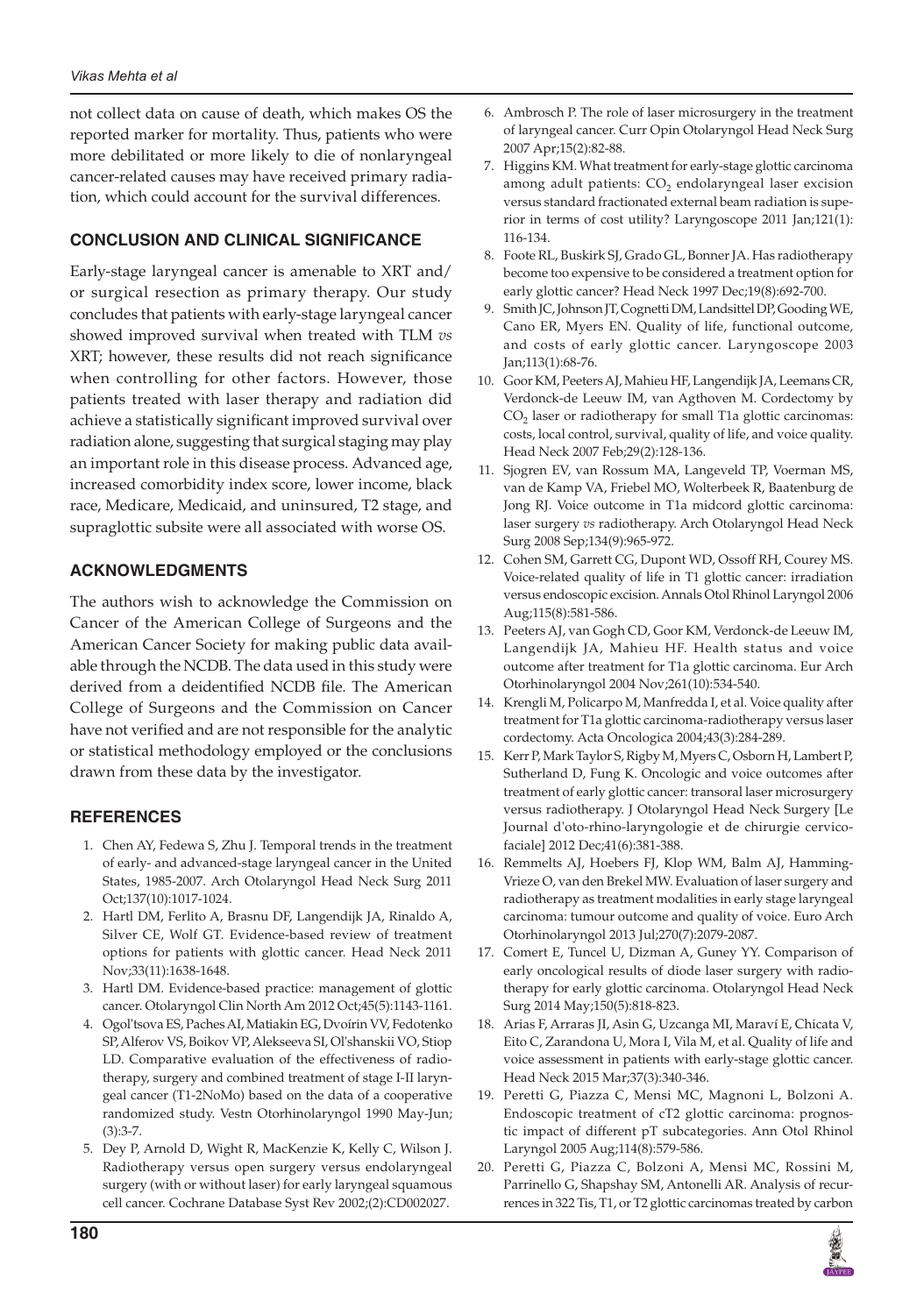not collect data on cause of death, which makes OS the reported marker for mortality. Thus, patients who were more debilitated or more likely to die of nonlaryngeal cancer-related causes may have received primary radiation, which could account for the survival differences.

## CONCLUSION AND CLINICAL SIGNIFICANCE

Early-stage laryngeal cancer is amenable to XRT and/or surgical resection as primary therapy. Our study concludes that patients with early-stage laryngeal cancer showed improved survival when treated with TLM *vs* XRT; however, these results did not reach significance when controlling for other factors. However, those patients treated with laser therapy and radiation did achieve a statistically significant improved survival over radiation alone, suggesting that surgical staging may play an important role in this disease process. Advanced age, increased comorbidity index score, lower income, black race, Medicare, Medicaid, and uninsured, T2 stage, and supraglottic subsite were all associated with worse OS.

## ACKNOWLEDGMENTS

The authors wish to acknowledge the Commission on Cancer of the American College of Surgeons and the American Cancer Society for making public data available through the NCDB. The data used in this study were derived from a deidentified NCDB file. The American College of Surgeons and the Commission on Cancer have not verified and are not responsible for the analytic or statistical methodology employed or the conclusions drawn from these data by the investigator.

## REFERENCES

1. Chen AY, Fedewa S, Zhu J. Temporal trends in the treatment of early- and advanced-stage laryngeal cancer in the United States, 1985-2007. Arch Otolaryngol Head Neck Surg 2011 Oct;137(10):1017-1024.
2. Hartl DM, Ferlito A, Brasnu DF, Langendijk JA, Rinaldo A, Silver CE, Wolf GT. Evidence-based review of treatment options for patients with glottic cancer. Head Neck 2011 Nov;33(11):1638-1648.
3. Hartl DM. Evidence-based practice: management of glottic cancer. Otolaryngol Clin North Am 2012 Oct;45(5):1143-1161.
4. Ogol'tsova ES, Paches AI, Matiakin EG, Dvoírin VV, Fedotenko SP, Alferov VS, Boikov VP, Alekseeva SI, Ol'shanskii VO, Stiop LD. Comparative evaluation of the effectiveness of radiotherapy, surgery and combined treatment of stage I-II laryngeal cancer (T1-2NoMo) based on the data of a cooperative randomized study. Vestn Otorhinolaryngol 1990 May-Jun;(3):3-7.
5. Dey P, Arnold D, Wight R, MacKenzie K, Kelly C, Wilson J. Radiotherapy versus open surgery versus endolaryngeal surgery (with or without laser) for early laryngeal squamous cell cancer. Cochrane Database Syst Rev 2002;(2):CD002027.
6. Ambrosch P. The role of laser microsurgery in the treatment of laryngeal cancer. Curr Opin Otolaryngol Head Neck Surg 2007 Apr;15(2):82-88.
7. Higgins KM. What treatment for early-stage glottic carcinoma among adult patients: $CO_2$ endolaryngeal laser excision versus standard fractionated external beam radiation is superior in terms of cost utility? Laryngoscope 2011 Jan;121(1):116-134.
8. Foote RL, Buskirk SJ, Grado GL, Bonner JA. Has radiotherapy become too expensive to be considered a treatment option for early glottic cancer? Head Neck 1997 Dec;19(8):692-700.
9. Smith JC, Johnson JT, Cognetti DM, Landsittel DP, Gooding WE, Cano ER, Myers EN. Quality of life, functional outcome, and costs of early glottic cancer. Laryngoscope 2003 Jan;113(1):68-76.
10. Goor KM, Peeters AJ, Mahieu HF, Langendijk JA, Leemans CR, Verdonck-de Leeuw IM, van Agthoven M. Cordectomy by $CO_2$ laser or radiotherapy for small T1a glottic carcinomas: costs, local control, survival, quality of life, and voice quality. Head Neck 2007 Feb;29(2):128-136.
11. Sjogren EV, van Rossum MA, Langeveld TP, Voerman MS, van de Kamp VA, Friebel MO, Wolterbeek R, Baatenburg de Jong RJ. Voice outcome in T1a midcord glottic carcinoma: laser surgery *vs* radiotherapy. Arch Otolaryngol Head Neck Surg 2008 Sep;134(9):965-972.
12. Cohen SM, Garrett CG, Dupont WD, Ossoff RH, Courey MS. Voice-related quality of life in T1 glottic cancer: irradiation versus endoscopic excision. Annals Otol Rhinol Laryngol 2006 Aug;115(8):581-586.
13. Peeters AJ, van Gogh CD, Goor KM, Verdonck-de Leeuw IM, Langendijk JA, Mahieu HF. Health status and voice outcome after treatment for T1a glottic carcinoma. Eur Arch Otorhinolaryngol 2004 Nov;261(10):534-540.
14. Krengli M, Policarpo M, Manfredda I, et al. Voice quality after treatment for T1a glottic carcinoma-radiotherapy versus laser cordectomy. Acta Oncologica 2004;43(3):284-289.
15. Kerr P, Mark Taylor S, Rigby M, Myers C, Osborn H, Lambert P, Sutherland D, Fung K. Oncologic and voice outcomes after treatment of early glottic cancer: transoral laser microsurgery versus radiotherapy. J Otolaryngol Head Neck Surgery [Le Journal d'oto-rhino-laryngologie et de chirurgie cervico-faciale] 2012 Dec;41(6):381-388.
16. Remmelts AJ, Hoebers FJ, Klop WM, Balm AJ, Hamming-Vrieze O, van den Brekel MW. Evaluation of laser surgery and radiotherapy as treatment modalities in early stage laryngeal carcinoma: tumour outcome and quality of voice. Euro Arch Otorhinolaryngol 2013 Jul;270(7):2079-2087.
17. Comert E, Tuncel U, Dizman A, Guney YY. Comparison of early oncological results of diode laser surgery with radiotherapy for early glottic carcinoma. Otolaryngol Head Neck Surg 2014 May;150(5):818-823.
18. Arias F, Arraras JI, Asin G, Uzcanga MI, Maraví E, Chicata V, Eito C, Zarandona U, Mora I, Vila M, et al. Quality of life and voice assessment in patients with early-stage glottic cancer. Head Neck 2015 Mar;37(3):340-346.
19. Peretti G, Piazza C, Mensi MC, Magnoni L, Bolzoni A. Endoscopic treatment of cT2 glottic carcinoma: prognostic impact of different pT subcategories. Ann Otol Rhinol Laryngol 2005 Aug;114(8):579-586.
20. Peretti G, Piazza C, Bolzoni A, Mensi MC, Rossini M, Parrinello G, Shapshay SM, Antonelli AR. Analysis of recurrences in 322 Tis, T1, or T2 glottic carcinomas treated by carbon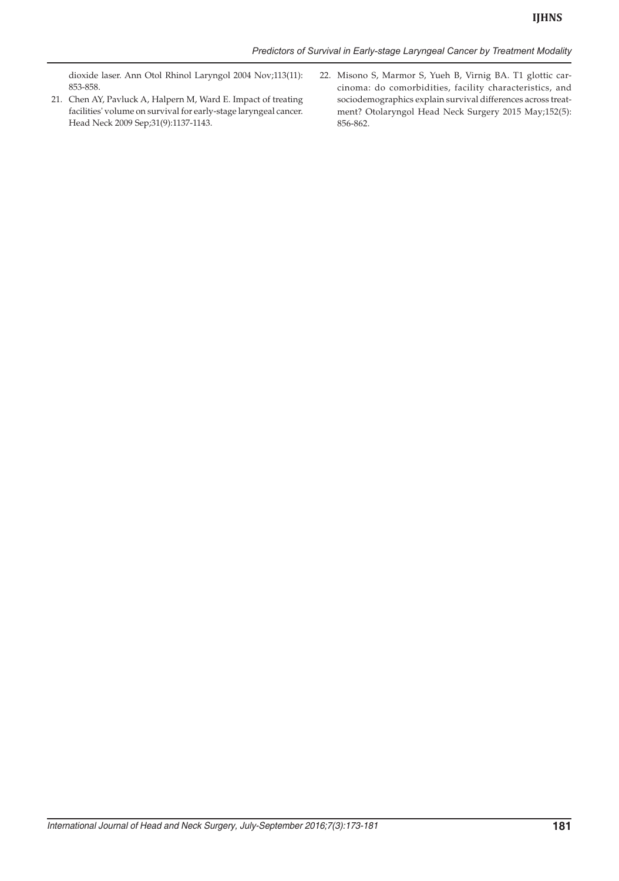dioxide laser. Ann Otol Rhinol Laryngol 2004 Nov;113(11): 853-858.

21. Chen AY, Pavluck A, Halpern M, Ward E. Impact of treating facilities' volume on survival for early-stage laryngeal cancer. Head Neck 2009 Sep;31(9):1137-1143.
22. Misono S, Marmor S, Yueh B, Virnig BA. T1 glottic carcinoma: do comorbidities, facility characteristics, and sociodemographics explain survival differences across treatment? Otolaryngol Head Neck Surgery 2015 May;152(5): 856-862.